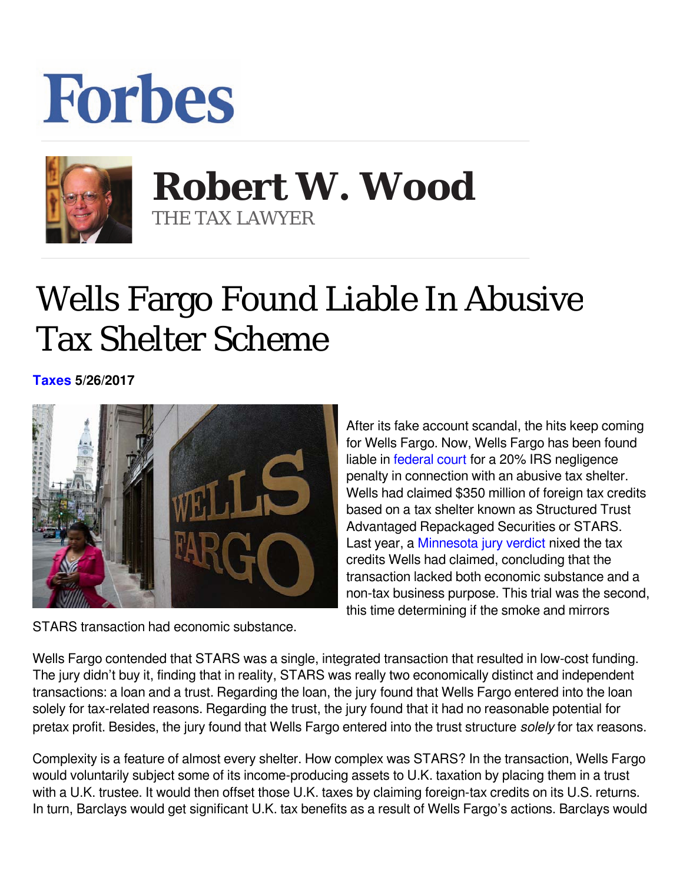Forbes

**Robert W. Wood**
THE TAX LAWYER

# Wells Fargo Found Liable In Abusive Tax Shelter Scheme

**Taxes 5/26/2017**

After its fake account scandal, the hits keep coming for Wells Fargo. Now, Wells Fargo has been found liable in federal court for a 20% IRS negligence penalty in connection with an abusive tax shelter. Wells had claimed $350 million of foreign tax credits based on a tax shelter known as Structured Trust Advantaged Repackaged Securities or STARS. Last year, a Minnesota jury verdict nixed the tax credits Wells had claimed, concluding that the transaction lacked both economic substance and a non-tax business purpose. This trial was the second, this time determining if the smoke and mirrors STARS transaction had economic substance.

Wells Fargo contended that STARS was a single, integrated transaction that resulted in low-cost funding. The jury didn't buy it, finding that in reality, STARS was really two economically distinct and independent transactions: a loan and a trust. Regarding the loan, the jury found that Wells Fargo entered into the loan solely for tax-related reasons. Regarding the trust, the jury found that it had no reasonable potential for pretax profit. Besides, the jury found that Wells Fargo entered into the trust structure *solely* for tax reasons.

Complexity is a feature of almost every shelter. How complex was STARS? In the transaction, Wells Fargo would voluntarily subject some of its income-producing assets to U.K. taxation by placing them in a trust with a U.K. trustee. It would then offset those U.K. taxes by claiming foreign-tax credits on its U.S. returns. In turn, Barclays would get significant U.K. tax benefits as a result of Wells Fargo's actions. Barclays would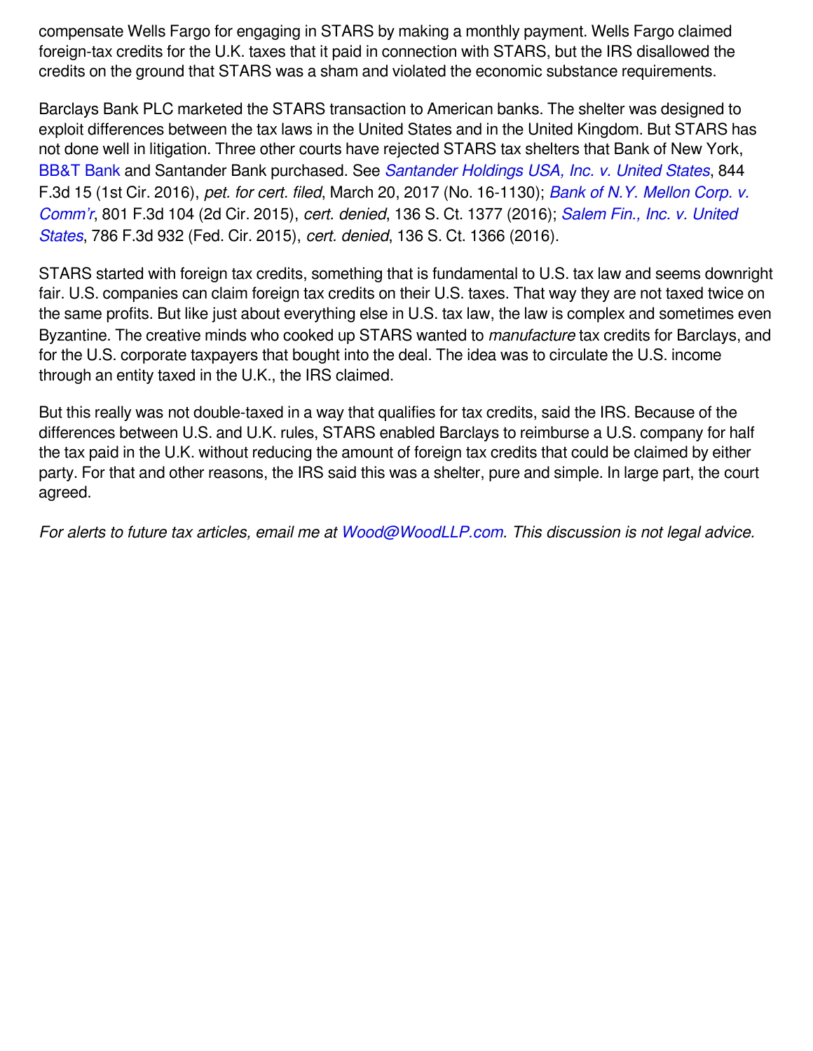compensate Wells Fargo for engaging in STARS by making a monthly payment. Wells Fargo claimed foreign-tax credits for the U.K. taxes that it paid in connection with STARS, but the IRS disallowed the credits on the ground that STARS was a sham and violated the economic substance requirements.

Barclays Bank PLC marketed the STARS transaction to American banks. The shelter was designed to exploit differences between the tax laws in the United States and in the United Kingdom. But STARS has not done well in litigation. Three other courts have rejected STARS tax shelters that Bank of New York, BB&T Bank and Santander Bank purchased. See *Santander Holdings USA, Inc. v. United States*, 844 F.3d 15 (1st Cir. 2016), *pet. for cert. filed*, March 20, 2017 (No. 16-1130); *Bank of N.Y. Mellon Corp. v. Comm'r*, 801 F.3d 104 (2d Cir. 2015), *cert. denied*, 136 S. Ct. 1377 (2016); *Salem Fin., Inc. v. United States*, 786 F.3d 932 (Fed. Cir. 2015), *cert. denied*, 136 S. Ct. 1366 (2016).

STARS started with foreign tax credits, something that is fundamental to U.S. tax law and seems downright fair. U.S. companies can claim foreign tax credits on their U.S. taxes. That way they are not taxed twice on the same profits. But like just about everything else in U.S. tax law, the law is complex and sometimes even Byzantine. The creative minds who cooked up STARS wanted to *manufacture* tax credits for Barclays, and for the U.S. corporate taxpayers that bought into the deal. The idea was to circulate the U.S. income through an entity taxed in the U.K., the IRS claimed.

But this really was not double-taxed in a way that qualifies for tax credits, said the IRS. Because of the differences between U.S. and U.K. rules, STARS enabled Barclays to reimburse a U.S. company for half the tax paid in the U.K. without reducing the amount of foreign tax credits that could be claimed by either party. For that and other reasons, the IRS said this was a shelter, pure and simple. In large part, the court agreed.

*For alerts to future tax articles, email me at Wood@WoodLLP.com. This discussion is not legal advice.*